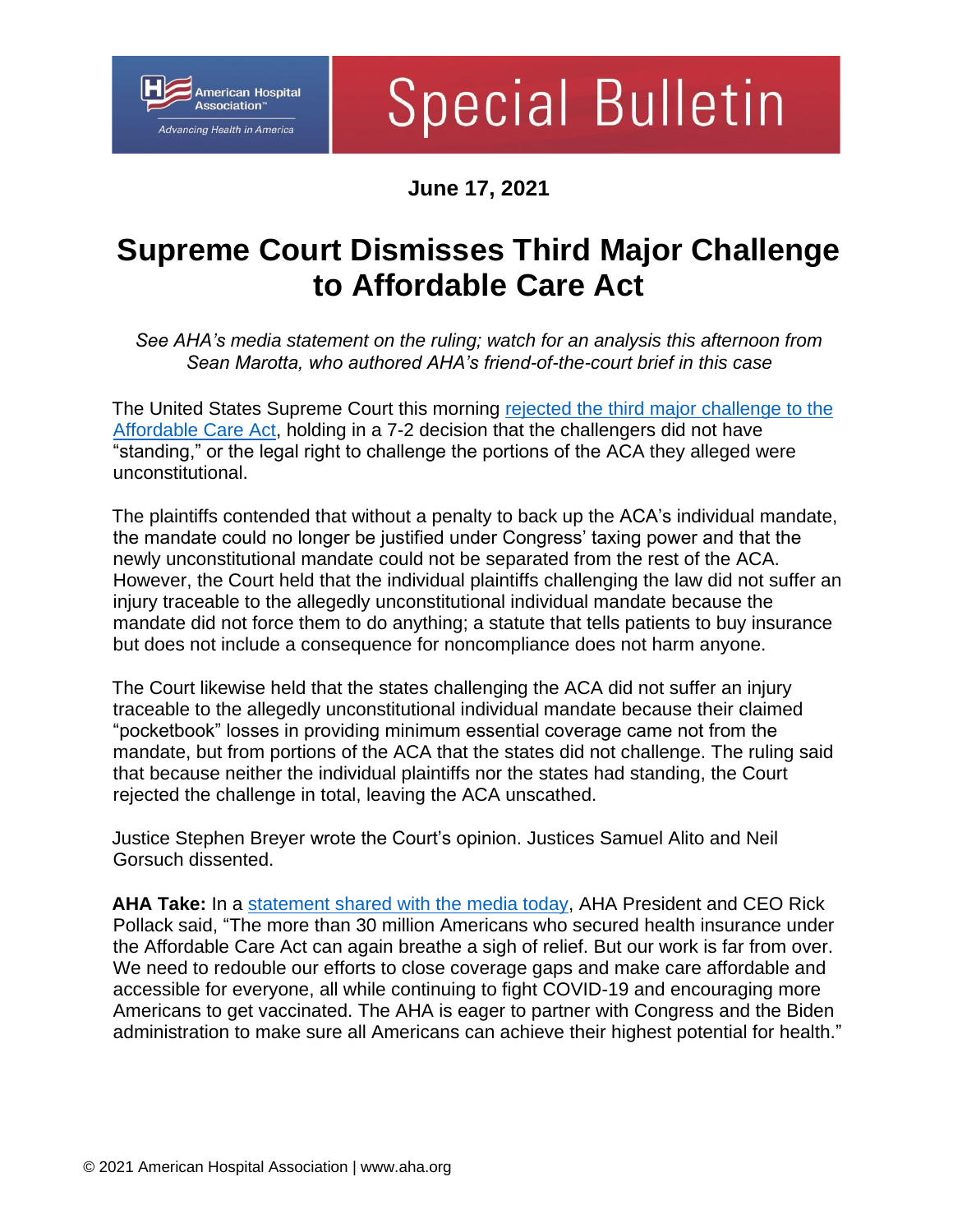American Hospital Association™

*Advancing Health in America*

# Special Bulletin

**June 17, 2021**

# Supreme Court Dismisses Third Major Challenge to Affordable Care Act

*See AHA's media statement on the ruling; watch for an analysis this afternoon from Sean Marotta, who authored AHA's friend-of-the-court brief in this case*

The United States Supreme Court this morning rejected the third major challenge to the Affordable Care Act, holding in a 7-2 decision that the challengers did not have "standing," or the legal right to challenge the portions of the ACA they alleged were unconstitutional.

The plaintiffs contended that without a penalty to back up the ACA's individual mandate, the mandate could no longer be justified under Congress' taxing power and that the newly unconstitutional mandate could not be separated from the rest of the ACA. However, the Court held that the individual plaintiffs challenging the law did not suffer an injury traceable to the allegedly unconstitutional individual mandate because the mandate did not force them to do anything; a statute that tells patients to buy insurance but does not include a consequence for noncompliance does not harm anyone.

The Court likewise held that the states challenging the ACA did not suffer an injury traceable to the allegedly unconstitutional individual mandate because their claimed "pocketbook" losses in providing minimum essential coverage came not from the mandate, but from portions of the ACA that the states did not challenge. The ruling said that because neither the individual plaintiffs nor the states had standing, the Court rejected the challenge in total, leaving the ACA unscathed.

Justice Stephen Breyer wrote the Court's opinion. Justices Samuel Alito and Neil Gorsuch dissented.

**AHA Take:** In a statement shared with the media today, AHA President and CEO Rick Pollack said, "The more than 30 million Americans who secured health insurance under the Affordable Care Act can again breathe a sigh of relief. But our work is far from over. We need to redouble our efforts to close coverage gaps and make care affordable and accessible for everyone, all while continuing to fight COVID-19 and encouraging more Americans to get vaccinated. The AHA is eager to partner with Congress and the Biden administration to make sure all Americans can achieve their highest potential for health."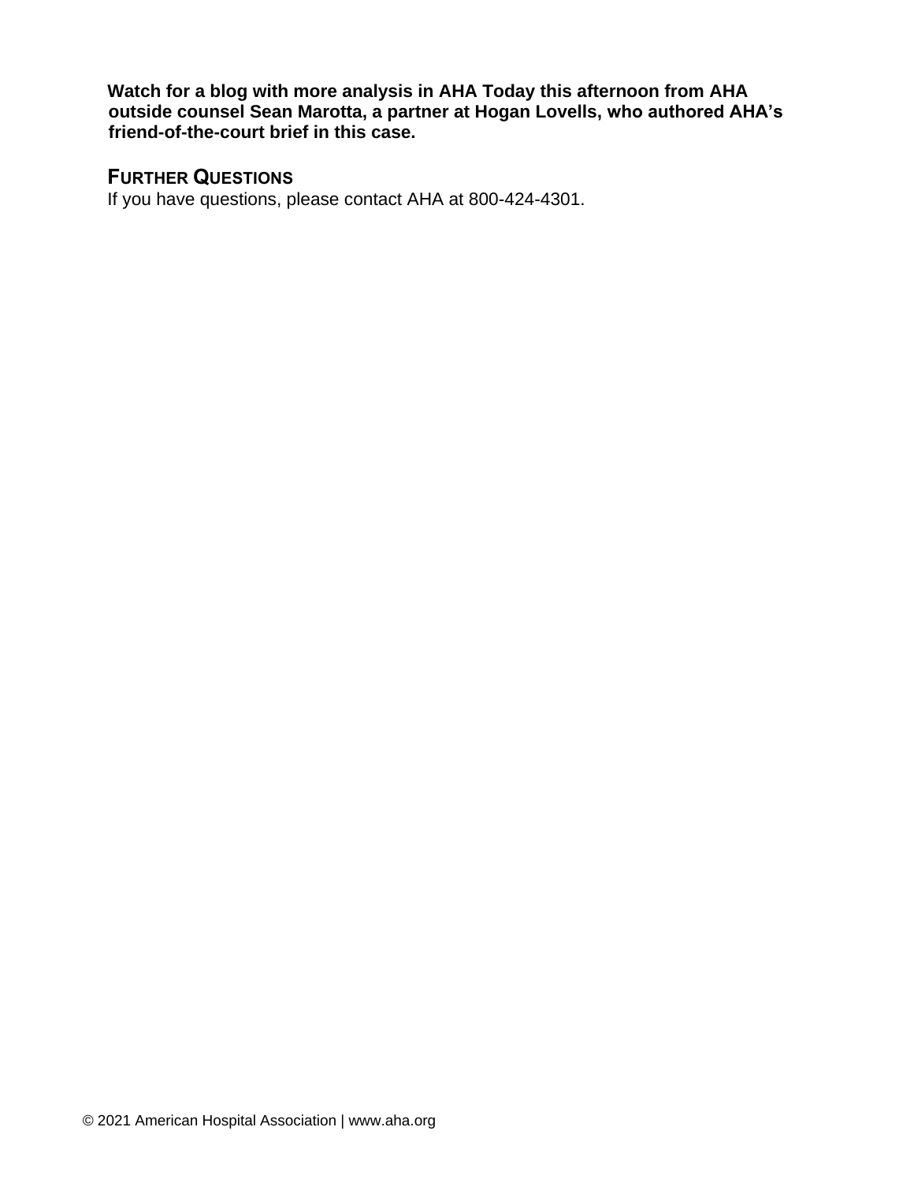**Watch for a blog with more analysis in AHA Today this afternoon from AHA outside counsel Sean Marotta, a partner at Hogan Lovells, who authored AHA's friend-of-the-court brief in this case.**

## FURTHER QUESTIONS

If you have questions, please contact AHA at 800-424-4301.